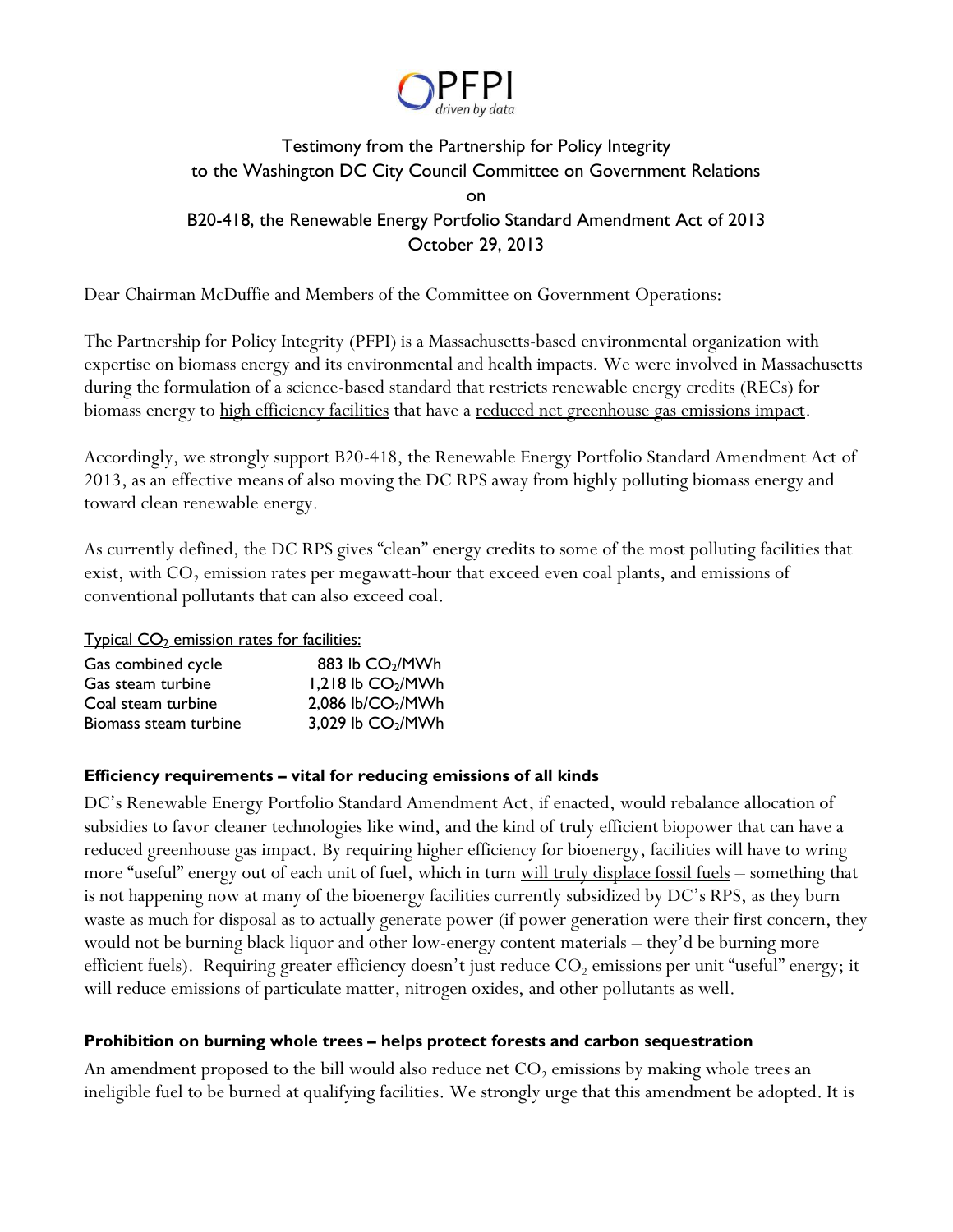PFPI
*driven by data*

Testimony from the Partnership for Policy Integrity
to the Washington DC City Council Committee on Government Relations
on
B20-418, the Renewable Energy Portfolio Standard Amendment Act of 2013
October 29, 2013

Dear Chairman McDuffie and Members of the Committee on Government Operations:

The Partnership for Policy Integrity (PFPI) is a Massachusetts-based environmental organization with expertise on biomass energy and its environmental and health impacts. We were involved in Massachusetts during the formulation of a science-based standard that restricts renewable energy credits (RECs) for biomass energy to high efficiency facilities that have a reduced net greenhouse gas emissions impact.

Accordingly, we strongly support B20-418, the Renewable Energy Portfolio Standard Amendment Act of 2013, as an effective means of also moving the DC RPS away from highly polluting biomass energy and toward clean renewable energy.

As currently defined, the DC RPS gives "clean" energy credits to some of the most polluting facilities that exist, with $CO_2$ emission rates per megawatt-hour that exceed even coal plants, and emissions of conventional pollutants that can also exceed coal.

Typical $CO_2$ emission rates for facilities:

| | |
|---|---|
| Gas combined cycle | 883 lb $CO_2$/MWh |
| Gas steam turbine | 1,218 lb $CO_2$/MWh |
| Coal steam turbine | 2,086 lb/$CO_2$/MWh |
| Biomass steam turbine | 3,029 lb $CO_2$/MWh |

**Efficiency requirements – vital for reducing emissions of all kinds**

DC's Renewable Energy Portfolio Standard Amendment Act, if enacted, would rebalance allocation of subsidies to favor cleaner technologies like wind, and the kind of truly efficient biopower that can have a reduced greenhouse gas impact. By requiring higher efficiency for bioenergy, facilities will have to wring more "useful" energy out of each unit of fuel, which in turn will truly displace fossil fuels – something that is not happening now at many of the bioenergy facilities currently subsidized by DC's RPS, as they burn waste as much for disposal as to actually generate power (if power generation were their first concern, they would not be burning black liquor and other low-energy content materials – they'd be burning more efficient fuels). Requiring greater efficiency doesn't just reduce $CO_2$ emissions per unit "useful" energy; it will reduce emissions of particulate matter, nitrogen oxides, and other pollutants as well.

**Prohibition on burning whole trees – helps protect forests and carbon sequestration**

An amendment proposed to the bill would also reduce net $CO_2$ emissions by making whole trees an ineligible fuel to be burned at qualifying facilities. We strongly urge that this amendment be adopted. It is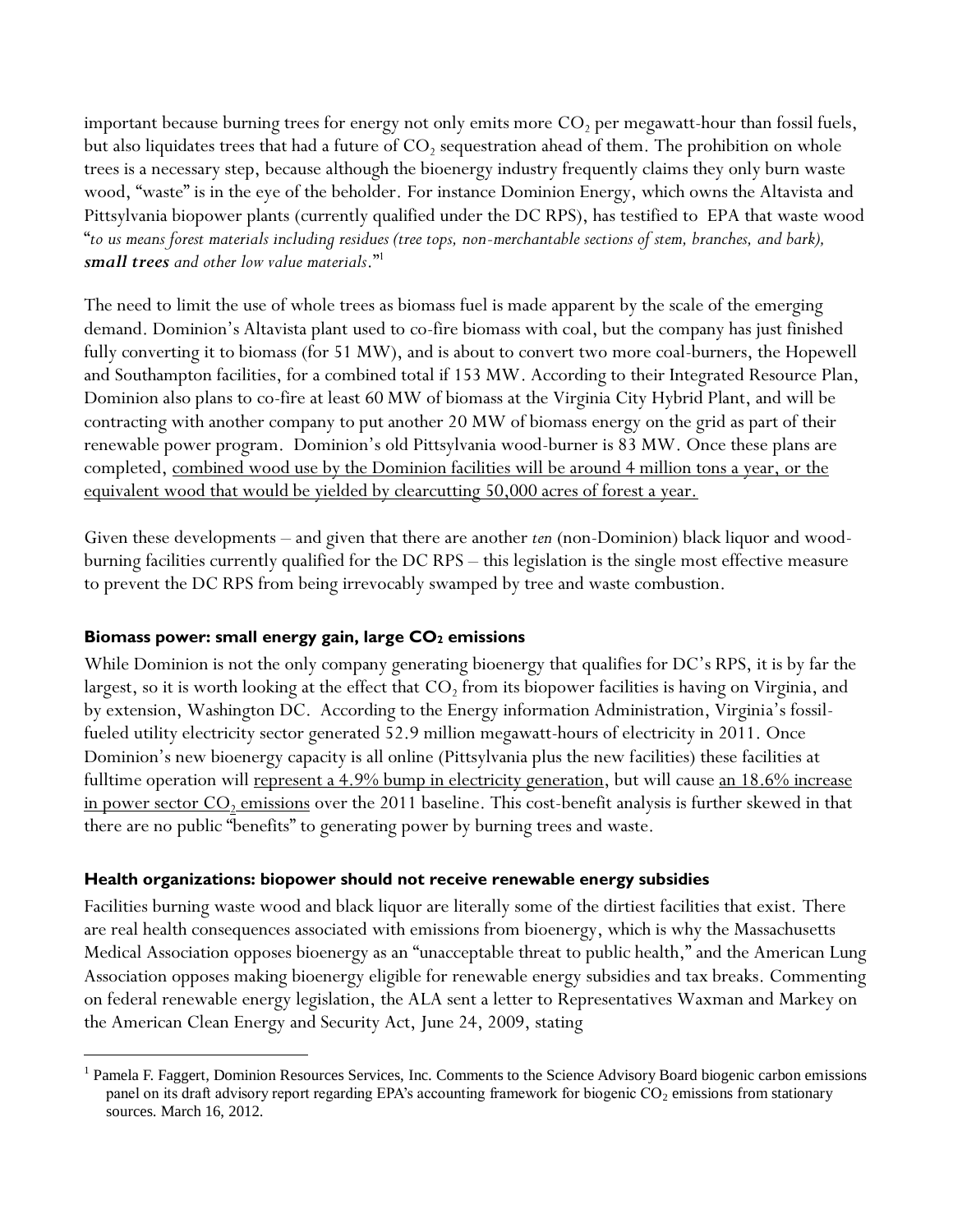important because burning trees for energy not only emits more $CO_2$ per megawatt-hour than fossil fuels, but also liquidates trees that had a future of $CO_2$ sequestration ahead of them. The prohibition on whole trees is a necessary step, because although the bioenergy industry frequently claims they only burn waste wood, "waste" is in the eye of the beholder. For instance Dominion Energy, which owns the Altavista and Pittsylvania biopower plants (currently qualified under the DC RPS), has testified to EPA that waste wood "*to us means forest materials including residues (tree tops, non-merchantable sections of stem, branches, and bark),* ***small trees*** *and other low value materials*."[1]

The need to limit the use of whole trees as biomass fuel is made apparent by the scale of the emerging demand. Dominion's Altavista plant used to co-fire biomass with coal, but the company has just finished fully converting it to biomass (for 51 MW), and is about to convert two more coal-burners, the Hopewell and Southampton facilities, for a combined total if 153 MW. According to their Integrated Resource Plan, Dominion also plans to co-fire at least 60 MW of biomass at the Virginia City Hybrid Plant, and will be contracting with another company to put another 20 MW of biomass energy on the grid as part of their renewable power program. Dominion's old Pittsylvania wood-burner is 83 MW. Once these plans are completed, <u>combined wood use by the Dominion facilities will be around 4 million tons a year, or the equivalent wood that would be yielded by clearcutting 50,000 acres of forest a year.</u>

Given these developments – and given that there are another *ten* (non-Dominion) black liquor and wood-burning facilities currently qualified for the DC RPS – this legislation is the single most effective measure to prevent the DC RPS from being irrevocably swamped by tree and waste combustion.

### Biomass power: small energy gain, large $CO_2$ emissions

While Dominion is not the only company generating bioenergy that qualifies for DC's RPS, it is by far the largest, so it is worth looking at the effect that $CO_2$ from its biopower facilities is having on Virginia, and by extension, Washington DC. According to the Energy information Administration, Virginia's fossil-fueled utility electricity sector generated 52.9 million megawatt-hours of electricity in 2011. Once Dominion's new bioenergy capacity is all online (Pittsylvania plus the new facilities) these facilities at fulltime operation will <u>represent a 4.9% bump in electricity generation</u>, but will cause <u>an 18.6% increase in power sector $CO_2$ emissions</u> over the 2011 baseline. This cost-benefit analysis is further skewed in that there are no public "benefits" to generating power by burning trees and waste.

### Health organizations: biopower should not receive renewable energy subsidies

Facilities burning waste wood and black liquor are literally some of the dirtiest facilities that exist. There are real health consequences associated with emissions from bioenergy, which is why the Massachusetts Medical Association opposes bioenergy as an "unacceptable threat to public health," and the American Lung Association opposes making bioenergy eligible for renewable energy subsidies and tax breaks. Commenting on federal renewable energy legislation, the ALA sent a letter to Representatives Waxman and Markey on the American Clean Energy and Security Act, June 24, 2009, stating

---

[1] Pamela F. Faggert, Dominion Resources Services, Inc. Comments to the Science Advisory Board biogenic carbon emissions panel on its draft advisory report regarding EPA's accounting framework for biogenic $CO_2$ emissions from stationary sources. March 16, 2012.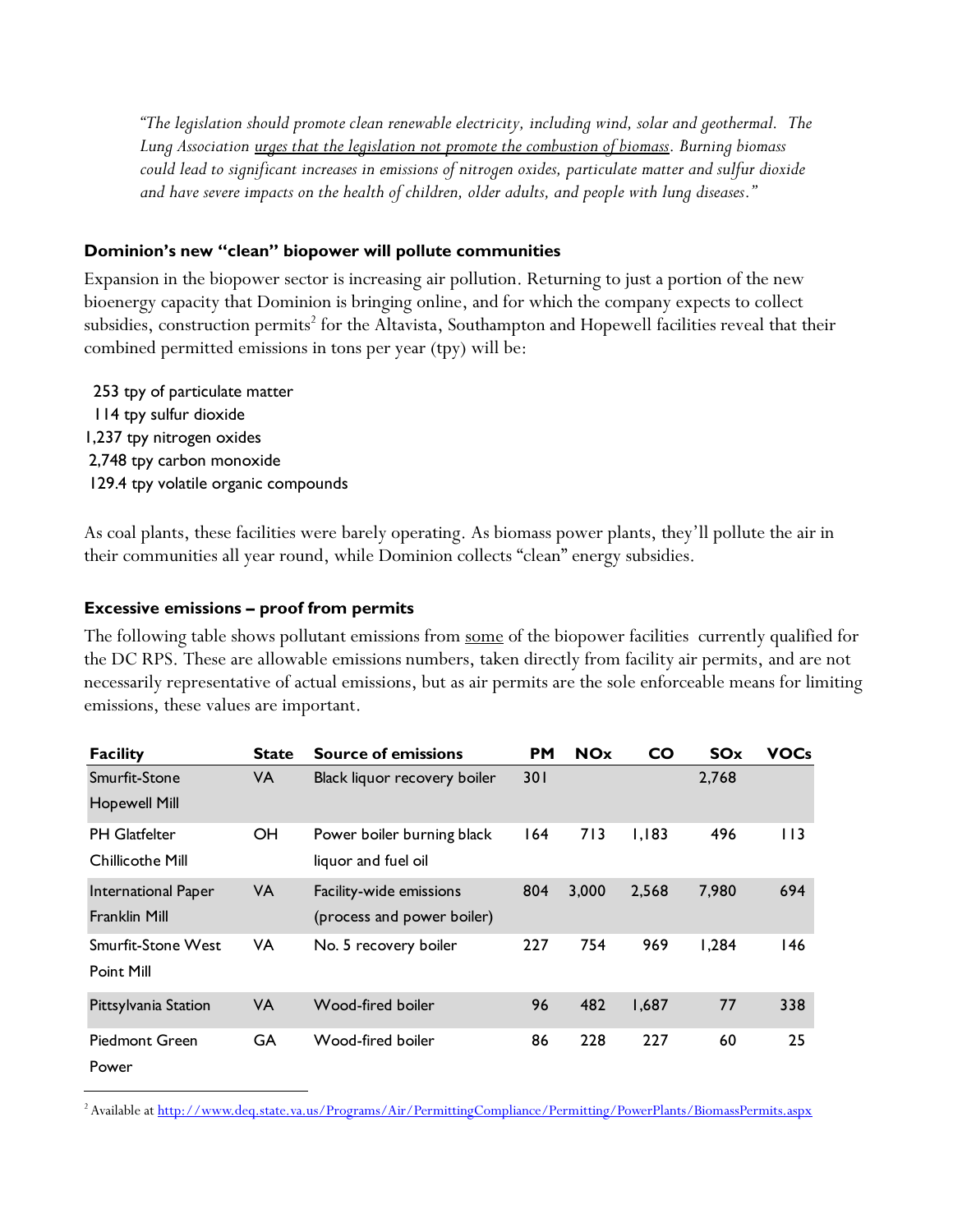*"The legislation should promote clean renewable electricity, including wind, solar and geothermal. The Lung Association urges that the legislation not promote the combustion of biomass. Burning biomass could lead to significant increases in emissions of nitrogen oxides, particulate matter and sulfur dioxide and have severe impacts on the health of children, older adults, and people with lung diseases."*

### Dominion's new "clean" biopower will pollute communities

Expansion in the biopower sector is increasing air pollution. Returning to just a portion of the new bioenergy capacity that Dominion is bringing online, and for which the company expects to collect subsidies, construction permits[2] for the Altavista, Southampton and Hopewell facilities reveal that their combined permitted emissions in tons per year (tpy) will be:

253 tpy of particulate matter
114 tpy sulfur dioxide
1,237 tpy nitrogen oxides
2,748 tpy carbon monoxide
129.4 tpy volatile organic compounds

As coal plants, these facilities were barely operating. As biomass power plants, they'll pollute the air in their communities all year round, while Dominion collects "clean" energy subsidies.

### Excessive emissions – proof from permits

The following table shows pollutant emissions from some of the biopower facilities currently qualified for the DC RPS. These are allowable emissions numbers, taken directly from facility air permits, and are not necessarily representative of actual emissions, but as air permits are the sole enforceable means for limiting emissions, these values are important.

| Facility | State | Source of emissions | PM | NOx | CO | SOx | VOCs |
|---|---|---|---|---|---|---|---|
| Smurfit-Stone Hopewell Mill | VA | Black liquor recovery boiler | 301 | | | 2,768 | |
| PH Glatfelter Chillicothe Mill | OH | Power boiler burning black liquor and fuel oil | 164 | 713 | 1,183 | 496 | 113 |
| International Paper Franklin Mill | VA | Facility-wide emissions (process and power boiler) | 804 | 3,000 | 2,568 | 7,980 | 694 |
| Smurfit-Stone West Point Mill | VA | No. 5 recovery boiler | 227 | 754 | 969 | 1,284 | 146 |
| Pittsylvania Station | VA | Wood-fired boiler | 96 | 482 | 1,687 | 77 | 338 |
| Piedmont Green Power | GA | Wood-fired boiler | 86 | 228 | 227 | 60 | 25 |

[2] Available at http://www.deq.state.va.us/Programs/Air/PermittingCompliance/Permitting/PowerPlants/BiomassPermits.aspx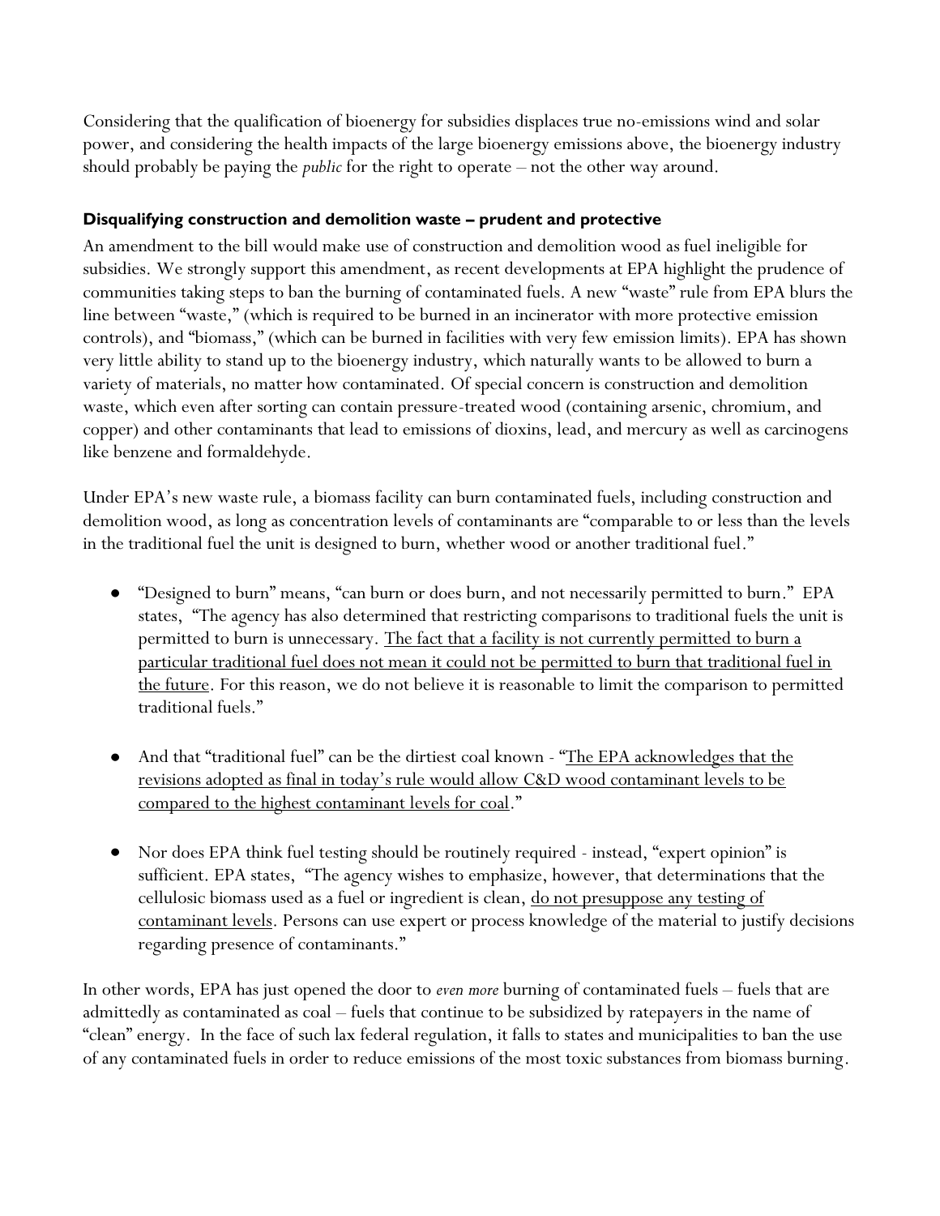Considering that the qualification of bioenergy for subsidies displaces true no-emissions wind and solar power, and considering the health impacts of the large bioenergy emissions above, the bioenergy industry should probably be paying the *public* for the right to operate – not the other way around.

**Disqualifying construction and demolition waste – prudent and protective**

An amendment to the bill would make use of construction and demolition wood as fuel ineligible for subsidies. We strongly support this amendment, as recent developments at EPA highlight the prudence of communities taking steps to ban the burning of contaminated fuels. A new "waste" rule from EPA blurs the line between "waste," (which is required to be burned in an incinerator with more protective emission controls), and "biomass," (which can be burned in facilities with very few emission limits). EPA has shown very little ability to stand up to the bioenergy industry, which naturally wants to be allowed to burn a variety of materials, no matter how contaminated. Of special concern is construction and demolition waste, which even after sorting can contain pressure-treated wood (containing arsenic, chromium, and copper) and other contaminants that lead to emissions of dioxins, lead, and mercury as well as carcinogens like benzene and formaldehyde.

Under EPA's new waste rule, a biomass facility can burn contaminated fuels, including construction and demolition wood, as long as concentration levels of contaminants are "comparable to or less than the levels in the traditional fuel the unit is designed to burn, whether wood or another traditional fuel."

- "Designed to burn" means, "can burn or does burn, and not necessarily permitted to burn." EPA states, "The agency has also determined that restricting comparisons to traditional fuels the unit is permitted to burn is unnecessary. <u>The fact that a facility is not currently permitted to burn a particular traditional fuel does not mean it could not be permitted to burn that traditional fuel in the future</u>. For this reason, we do not believe it is reasonable to limit the comparison to permitted traditional fuels."

- And that "traditional fuel" can be the dirtiest coal known - "<u>The EPA acknowledges that the revisions adopted as final in today's rule would allow C&D wood contaminant levels to be compared to the highest contaminant levels for coal</u>."

- Nor does EPA think fuel testing should be routinely required - instead, "expert opinion" is sufficient. EPA states, "The agency wishes to emphasize, however, that determinations that the cellulosic biomass used as a fuel or ingredient is clean, <u>do not presuppose any testing of contaminant levels</u>. Persons can use expert or process knowledge of the material to justify decisions regarding presence of contaminants."

In other words, EPA has just opened the door to *even more* burning of contaminated fuels – fuels that are admittedly as contaminated as coal – fuels that continue to be subsidized by ratepayers in the name of "clean" energy. In the face of such lax federal regulation, it falls to states and municipalities to ban the use of any contaminated fuels in order to reduce emissions of the most toxic substances from biomass burning.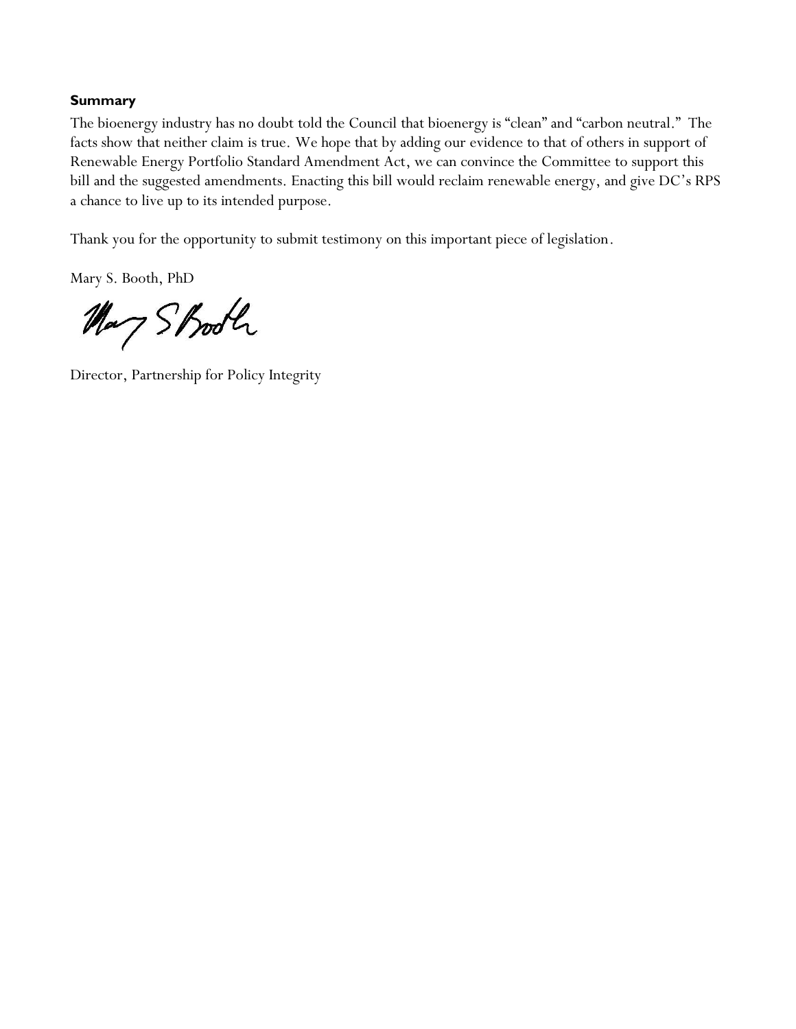**Summary**

The bioenergy industry has no doubt told the Council that bioenergy is "clean" and "carbon neutral." The facts show that neither claim is true. We hope that by adding our evidence to that of others in support of Renewable Energy Portfolio Standard Amendment Act, we can convince the Committee to support this bill and the suggested amendments. Enacting this bill would reclaim renewable energy, and give DC's RPS a chance to live up to its intended purpose.

Thank you for the opportunity to submit testimony on this important piece of legislation.

Mary S. Booth, PhD

Director, Partnership for Policy Integrity